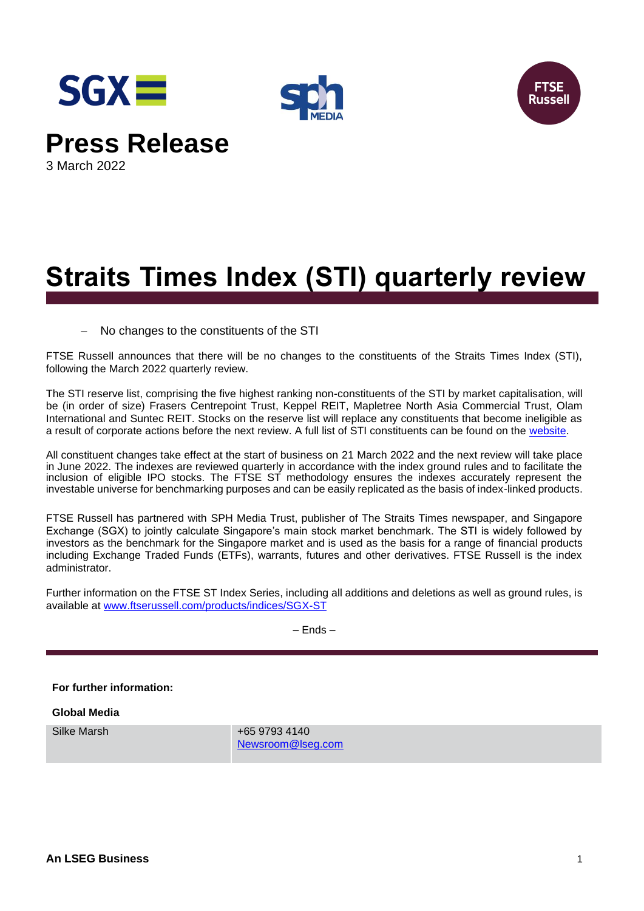# Press Release

3 March 2022

# Straits Times Index (STI) quarterly review

- No changes to the constituents of the STI

FTSE Russell announces that there will be no changes to the constituents of the Straits Times Index (STI), following the March 2022 quarterly review.

The STI reserve list, comprising the five highest ranking non-constituents of the STI by market capitalisation, will be (in order of size) Frasers Centrepoint Trust, Keppel REIT, Mapletree North Asia Commercial Trust, Olam International and Suntec REIT. Stocks on the reserve list will replace any constituents that become ineligible as a result of corporate actions before the next review. A full list of STI constituents can be found on the website.

All constituent changes take effect at the start of business on 21 March 2022 and the next review will take place in June 2022. The indexes are reviewed quarterly in accordance with the index ground rules and to facilitate the inclusion of eligible IPO stocks. The FTSE ST methodology ensures the indexes accurately represent the investable universe for benchmarking purposes and can be easily replicated as the basis of index-linked products.

FTSE Russell has partnered with SPH Media Trust, publisher of The Straits Times newspaper, and Singapore Exchange (SGX) to jointly calculate Singapore's main stock market benchmark. The STI is widely followed by investors as the benchmark for the Singapore market and is used as the basis for a range of financial products including Exchange Traded Funds (ETFs), warrants, futures and other derivatives. FTSE Russell is the index administrator.

Further information on the FTSE ST Index Series, including all additions and deletions as well as ground rules, is available at www.ftserussell.com/products/indices/SGX-ST

– Ends –

**For further information:**

**Global Media**

| Silke Marsh | +65 9793 4140<br>Newsroom@lseg.com |
|---|---|

**An LSEG Business**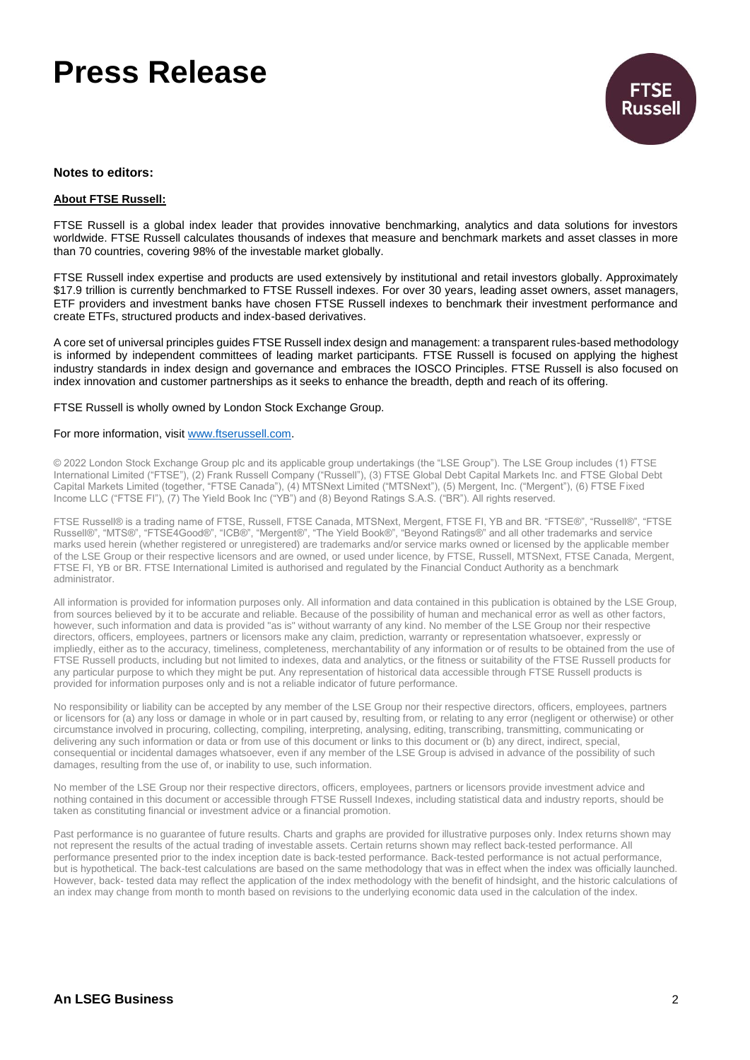# Press Release

**Notes to editors:**

**About FTSE Russell:**

FTSE Russell is a global index leader that provides innovative benchmarking, analytics and data solutions for investors worldwide. FTSE Russell calculates thousands of indexes that measure and benchmark markets and asset classes in more than 70 countries, covering 98% of the investable market globally.

FTSE Russell index expertise and products are used extensively by institutional and retail investors globally. Approximately $17.9 trillion is currently benchmarked to FTSE Russell indexes. For over 30 years, leading asset owners, asset managers, ETF providers and investment banks have chosen FTSE Russell indexes to benchmark their investment performance and create ETFs, structured products and index-based derivatives.

A core set of universal principles guides FTSE Russell index design and management: a transparent rules-based methodology is informed by independent committees of leading market participants. FTSE Russell is focused on applying the highest industry standards in index design and governance and embraces the IOSCO Principles. FTSE Russell is also focused on index innovation and customer partnerships as it seeks to enhance the breadth, depth and reach of its offering.

FTSE Russell is wholly owned by London Stock Exchange Group.

For more information, visit www.ftserussell.com.

© 2022 London Stock Exchange Group plc and its applicable group undertakings (the "LSE Group"). The LSE Group includes (1) FTSE International Limited ("FTSE"), (2) Frank Russell Company ("Russell"), (3) FTSE Global Debt Capital Markets Inc. and FTSE Global Debt Capital Markets Limited (together, "FTSE Canada"), (4) MTSNext Limited ("MTSNext"), (5) Mergent, Inc. ("Mergent"), (6) FTSE Fixed Income LLC ("FTSE FI"), (7) The Yield Book Inc ("YB") and (8) Beyond Ratings S.A.S. ("BR"). All rights reserved.

FTSE Russell® is a trading name of FTSE, Russell, FTSE Canada, MTSNext, Mergent, FTSE FI, YB and BR. "FTSE®", "Russell®", "FTSE Russell®", "MTS®", "FTSE4Good®", "ICB®", "Mergent®", "The Yield Book®", "Beyond Ratings®" and all other trademarks and service marks used herein (whether registered or unregistered) are trademarks and/or service marks owned or licensed by the applicable member of the LSE Group or their respective licensors and are owned, or used under licence, by FTSE, Russell, MTSNext, FTSE Canada, Mergent, FTSE FI, YB or BR. FTSE International Limited is authorised and regulated by the Financial Conduct Authority as a benchmark administrator.

All information is provided for information purposes only. All information and data contained in this publication is obtained by the LSE Group, from sources believed by it to be accurate and reliable. Because of the possibility of human and mechanical error as well as other factors, however, such information and data is provided "as is" without warranty of any kind. No member of the LSE Group nor their respective directors, officers, employees, partners or licensors make any claim, prediction, warranty or representation whatsoever, expressly or impliedly, either as to the accuracy, timeliness, completeness, merchantability of any information or of results to be obtained from the use of FTSE Russell products, including but not limited to indexes, data and analytics, or the fitness or suitability of the FTSE Russell products for any particular purpose to which they might be put. Any representation of historical data accessible through FTSE Russell products is provided for information purposes only and is not a reliable indicator of future performance.

No responsibility or liability can be accepted by any member of the LSE Group nor their respective directors, officers, employees, partners or licensors for (a) any loss or damage in whole or in part caused by, resulting from, or relating to any error (negligent or otherwise) or other circumstance involved in procuring, collecting, compiling, interpreting, analysing, editing, transcribing, transmitting, communicating or delivering any such information or data or from use of this document or links to this document or (b) any direct, indirect, special, consequential or incidental damages whatsoever, even if any member of the LSE Group is advised in advance of the possibility of such damages, resulting from the use of, or inability to use, such information.

No member of the LSE Group nor their respective directors, officers, employees, partners or licensors provide investment advice and nothing contained in this document or accessible through FTSE Russell Indexes, including statistical data and industry reports, should be taken as constituting financial or investment advice or a financial promotion.

Past performance is no guarantee of future results. Charts and graphs are provided for illustrative purposes only. Index returns shown may not represent the results of the actual trading of investable assets. Certain returns shown may reflect back-tested performance. All performance presented prior to the index inception date is back-tested performance. Back-tested performance is not actual performance, but is hypothetical. The back-test calculations are based on the same methodology that was in effect when the index was officially launched. However, back- tested data may reflect the application of the index methodology with the benefit of hindsight, and the historic calculations of an index may change from month to month based on revisions to the underlying economic data used in the calculation of the index.